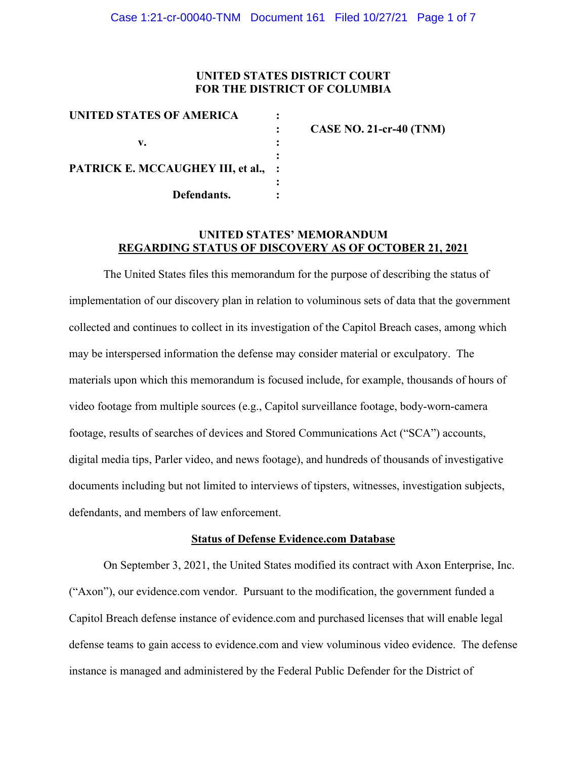**UNITED STATES DISTRICT COURT**
**FOR THE DISTRICT OF COLUMBIA**

| | | |
|---|---|---|
| **UNITED STATES OF AMERICA** | : | |
| | : | **CASE NO. 21-cr-40 (TNM)** |
| **v.** | : | |
| | : | |
| **PATRICK E. MCCAUGHEY III, et al.,** | : | |
| | : | |
| **Defendants.** | : | |

**UNITED STATES' MEMORANDUM**
**REGARDING STATUS OF DISCOVERY AS OF OCTOBER 21, 2021**

The United States files this memorandum for the purpose of describing the status of implementation of our discovery plan in relation to voluminous sets of data that the government collected and continues to collect in its investigation of the Capitol Breach cases, among which may be interspersed information the defense may consider material or exculpatory. The materials upon which this memorandum is focused include, for example, thousands of hours of video footage from multiple sources (e.g., Capitol surveillance footage, body-worn-camera footage, results of searches of devices and Stored Communications Act ("SCA") accounts, digital media tips, Parler video, and news footage), and hundreds of thousands of investigative documents including but not limited to interviews of tipsters, witnesses, investigation subjects, defendants, and members of law enforcement.

**Status of Defense Evidence.com Database**

On September 3, 2021, the United States modified its contract with Axon Enterprise, Inc. ("Axon"), our evidence.com vendor. Pursuant to the modification, the government funded a Capitol Breach defense instance of evidence.com and purchased licenses that will enable legal defense teams to gain access to evidence.com and view voluminous video evidence. The defense instance is managed and administered by the Federal Public Defender for the District of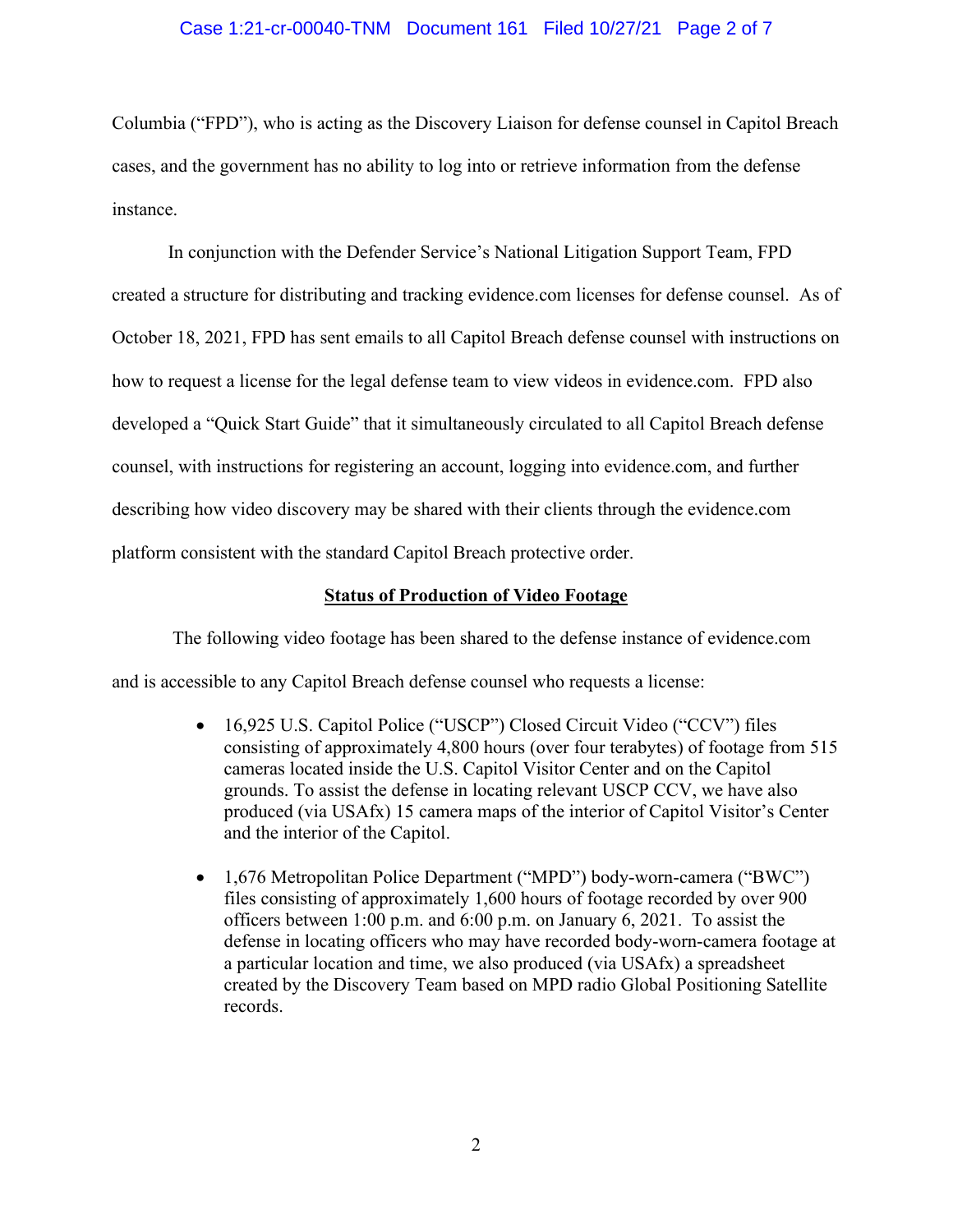Columbia ("FPD"), who is acting as the Discovery Liaison for defense counsel in Capitol Breach cases, and the government has no ability to log into or retrieve information from the defense instance.

In conjunction with the Defender Service's National Litigation Support Team, FPD created a structure for distributing and tracking evidence.com licenses for defense counsel. As of October 18, 2021, FPD has sent emails to all Capitol Breach defense counsel with instructions on how to request a license for the legal defense team to view videos in evidence.com. FPD also developed a "Quick Start Guide" that it simultaneously circulated to all Capitol Breach defense counsel, with instructions for registering an account, logging into evidence.com, and further describing how video discovery may be shared with their clients through the evidence.com platform consistent with the standard Capitol Breach protective order.

**Status of Production of Video Footage**

The following video footage has been shared to the defense instance of evidence.com and is accessible to any Capitol Breach defense counsel who requests a license:

- 16,925 U.S. Capitol Police ("USCP") Closed Circuit Video ("CCV") files consisting of approximately 4,800 hours (over four terabytes) of footage from 515 cameras located inside the U.S. Capitol Visitor Center and on the Capitol grounds. To assist the defense in locating relevant USCP CCV, we have also produced (via USAfx) 15 camera maps of the interior of Capitol Visitor's Center and the interior of the Capitol.

- 1,676 Metropolitan Police Department ("MPD") body-worn-camera ("BWC") files consisting of approximately 1,600 hours of footage recorded by over 900 officers between 1:00 p.m. and 6:00 p.m. on January 6, 2021. To assist the defense in locating officers who may have recorded body-worn-camera footage at a particular location and time, we also produced (via USAfx) a spreadsheet created by the Discovery Team based on MPD radio Global Positioning Satellite records.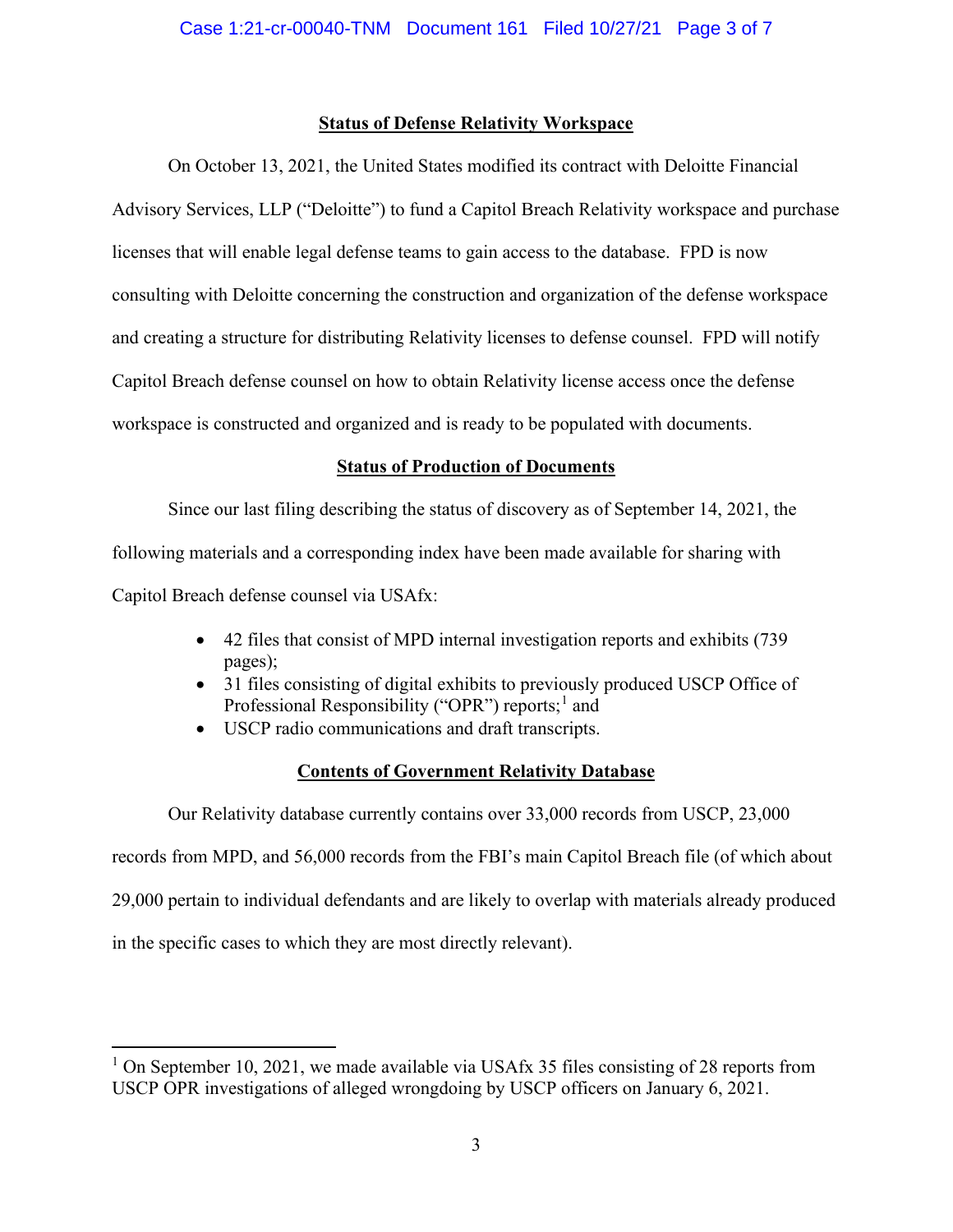**Status of Defense Relativity Workspace**

On October 13, 2021, the United States modified its contract with Deloitte Financial Advisory Services, LLP ("Deloitte") to fund a Capitol Breach Relativity workspace and purchase licenses that will enable legal defense teams to gain access to the database. FPD is now consulting with Deloitte concerning the construction and organization of the defense workspace and creating a structure for distributing Relativity licenses to defense counsel. FPD will notify Capitol Breach defense counsel on how to obtain Relativity license access once the defense workspace is constructed and organized and is ready to be populated with documents.

**Status of Production of Documents**

Since our last filing describing the status of discovery as of September 14, 2021, the following materials and a corresponding index have been made available for sharing with Capitol Breach defense counsel via USAfx:

- 42 files that consist of MPD internal investigation reports and exhibits (739 pages);
- 31 files consisting of digital exhibits to previously produced USCP Office of Professional Responsibility ("OPR") reports;[1] and
- USCP radio communications and draft transcripts.

**Contents of Government Relativity Database**

Our Relativity database currently contains over 33,000 records from USCP, 23,000 records from MPD, and 56,000 records from the FBI's main Capitol Breach file (of which about 29,000 pertain to individual defendants and are likely to overlap with materials already produced in the specific cases to which they are most directly relevant).

[1] On September 10, 2021, we made available via USAfx 35 files consisting of 28 reports from USCP OPR investigations of alleged wrongdoing by USCP officers on January 6, 2021.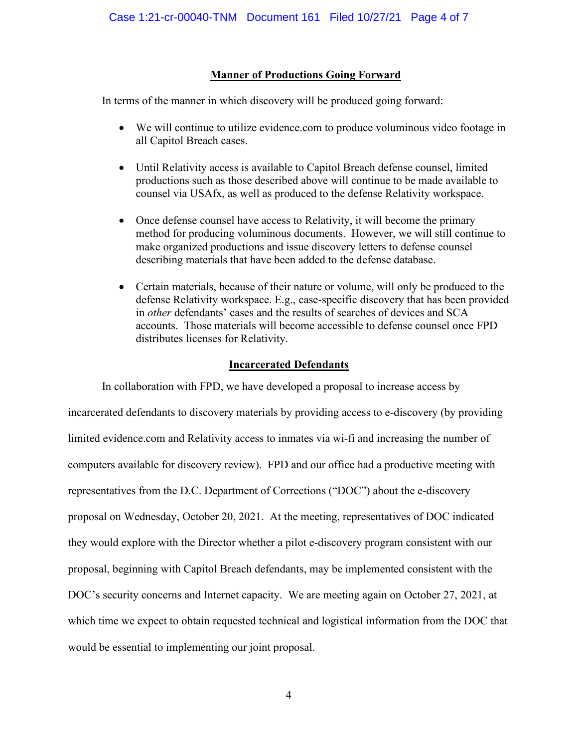**Manner of Productions Going Forward**

In terms of the manner in which discovery will be produced going forward:

- We will continue to utilize evidence.com to produce voluminous video footage in all Capitol Breach cases.
- Until Relativity access is available to Capitol Breach defense counsel, limited productions such as those described above will continue to be made available to counsel via USAfx, as well as produced to the defense Relativity workspace.
- Once defense counsel have access to Relativity, it will become the primary method for producing voluminous documents. However, we will still continue to make organized productions and issue discovery letters to defense counsel describing materials that have been added to the defense database.
- Certain materials, because of their nature or volume, will only be produced to the defense Relativity workspace. E.g., case-specific discovery that has been provided in *other* defendants' cases and the results of searches of devices and SCA accounts. Those materials will become accessible to defense counsel once FPD distributes licenses for Relativity.

**Incarcerated Defendants**

In collaboration with FPD, we have developed a proposal to increase access by incarcerated defendants to discovery materials by providing access to e-discovery (by providing limited evidence.com and Relativity access to inmates via wi-fi and increasing the number of computers available for discovery review). FPD and our office had a productive meeting with representatives from the D.C. Department of Corrections ("DOC") about the e-discovery proposal on Wednesday, October 20, 2021. At the meeting, representatives of DOC indicated they would explore with the Director whether a pilot e-discovery program consistent with our proposal, beginning with Capitol Breach defendants, may be implemented consistent with the DOC's security concerns and Internet capacity. We are meeting again on October 27, 2021, at which time we expect to obtain requested technical and logistical information from the DOC that would be essential to implementing our joint proposal.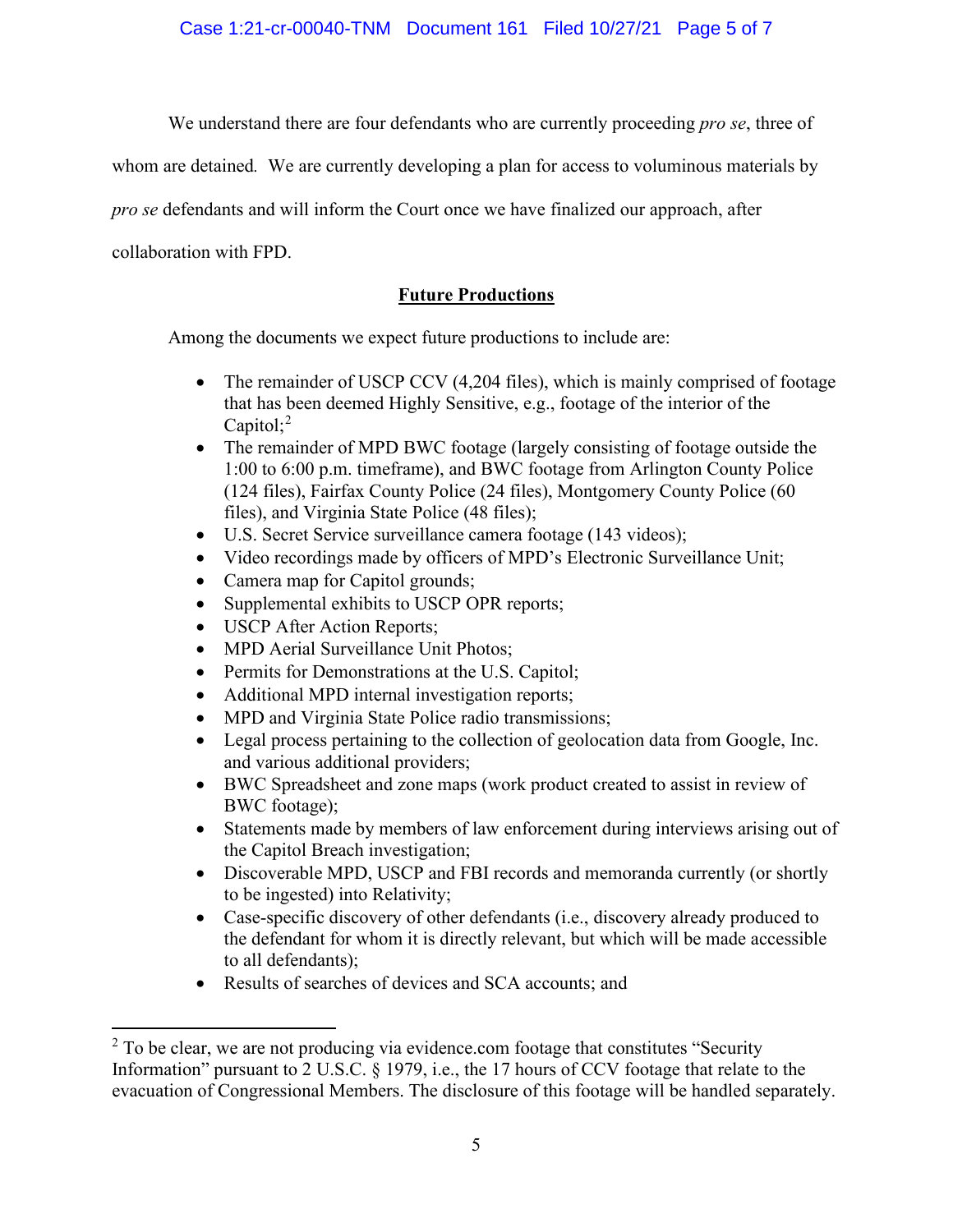We understand there are four defendants who are currently proceeding *pro se*, three of whom are detained. We are currently developing a plan for access to voluminous materials by *pro se* defendants and will inform the Court once we have finalized our approach, after collaboration with FPD.

## Future Productions

Among the documents we expect future productions to include are:

- The remainder of USCP CCV (4,204 files), which is mainly comprised of footage that has been deemed Highly Sensitive, e.g., footage of the interior of the Capitol;[2]
- The remainder of MPD BWC footage (largely consisting of footage outside the 1:00 to 6:00 p.m. timeframe), and BWC footage from Arlington County Police (124 files), Fairfax County Police (24 files), Montgomery County Police (60 files), and Virginia State Police (48 files);
- U.S. Secret Service surveillance camera footage (143 videos);
- Video recordings made by officers of MPD's Electronic Surveillance Unit;
- Camera map for Capitol grounds;
- Supplemental exhibits to USCP OPR reports;
- USCP After Action Reports;
- MPD Aerial Surveillance Unit Photos;
- Permits for Demonstrations at the U.S. Capitol;
- Additional MPD internal investigation reports;
- MPD and Virginia State Police radio transmissions;
- Legal process pertaining to the collection of geolocation data from Google, Inc. and various additional providers;
- BWC Spreadsheet and zone maps (work product created to assist in review of BWC footage);
- Statements made by members of law enforcement during interviews arising out of the Capitol Breach investigation;
- Discoverable MPD, USCP and FBI records and memoranda currently (or shortly to be ingested) into Relativity;
- Case-specific discovery of other defendants (i.e., discovery already produced to the defendant for whom it is directly relevant, but which will be made accessible to all defendants);
- Results of searches of devices and SCA accounts; and

[2] To be clear, we are not producing via evidence.com footage that constitutes "Security Information" pursuant to 2 U.S.C. § 1979, i.e., the 17 hours of CCV footage that relate to the evacuation of Congressional Members. The disclosure of this footage will be handled separately.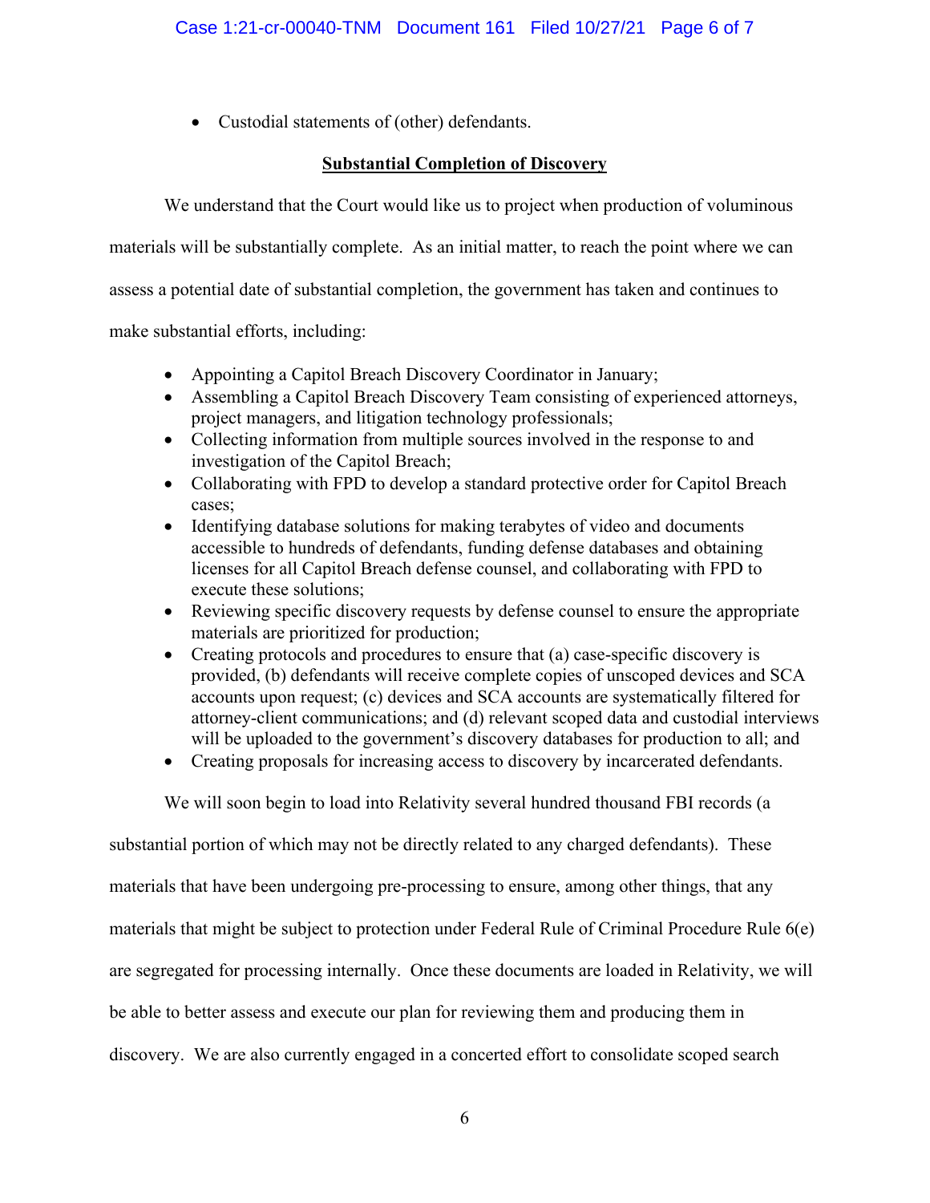- Custodial statements of (other) defendants.

**Substantial Completion of Discovery**

We understand that the Court would like us to project when production of voluminous materials will be substantially complete. As an initial matter, to reach the point where we can assess a potential date of substantial completion, the government has taken and continues to make substantial efforts, including:

- Appointing a Capitol Breach Discovery Coordinator in January;
- Assembling a Capitol Breach Discovery Team consisting of experienced attorneys, project managers, and litigation technology professionals;
- Collecting information from multiple sources involved in the response to and investigation of the Capitol Breach;
- Collaborating with FPD to develop a standard protective order for Capitol Breach cases;
- Identifying database solutions for making terabytes of video and documents accessible to hundreds of defendants, funding defense databases and obtaining licenses for all Capitol Breach defense counsel, and collaborating with FPD to execute these solutions;
- Reviewing specific discovery requests by defense counsel to ensure the appropriate materials are prioritized for production;
- Creating protocols and procedures to ensure that (a) case-specific discovery is provided, (b) defendants will receive complete copies of unscoped devices and SCA accounts upon request; (c) devices and SCA accounts are systematically filtered for attorney-client communications; and (d) relevant scoped data and custodial interviews will be uploaded to the government's discovery databases for production to all; and
- Creating proposals for increasing access to discovery by incarcerated defendants.

We will soon begin to load into Relativity several hundred thousand FBI records (a substantial portion of which may not be directly related to any charged defendants). These materials that have been undergoing pre-processing to ensure, among other things, that any materials that might be subject to protection under Federal Rule of Criminal Procedure Rule 6(e) are segregated for processing internally. Once these documents are loaded in Relativity, we will be able to better assess and execute our plan for reviewing them and producing them in discovery. We are also currently engaged in a concerted effort to consolidate scoped search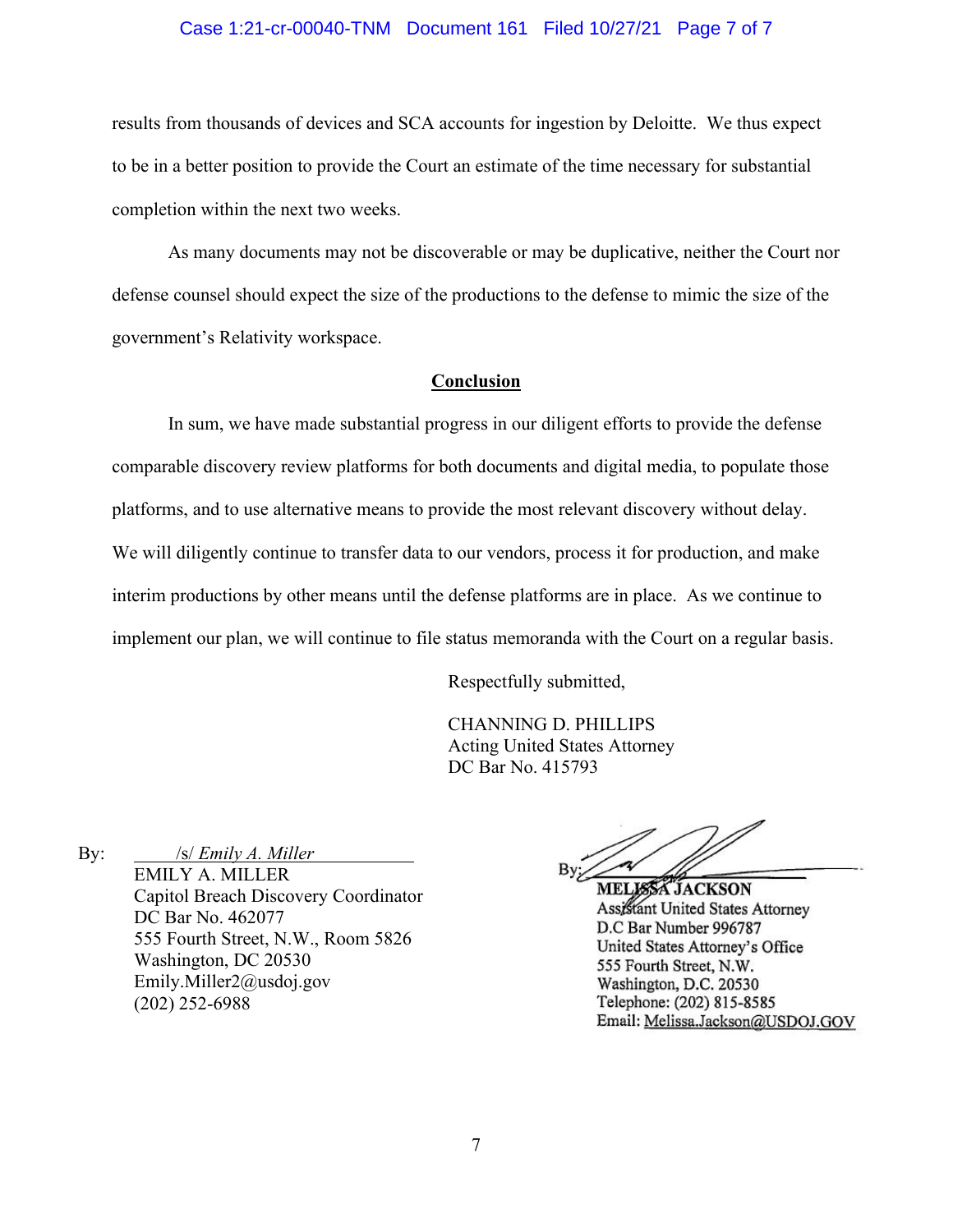results from thousands of devices and SCA accounts for ingestion by Deloitte. We thus expect to be in a better position to provide the Court an estimate of the time necessary for substantial completion within the next two weeks.

As many documents may not be discoverable or may be duplicative, neither the Court nor defense counsel should expect the size of the productions to the defense to mimic the size of the government's Relativity workspace.

## Conclusion

In sum, we have made substantial progress in our diligent efforts to provide the defense comparable discovery review platforms for both documents and digital media, to populate those platforms, and to use alternative means to provide the most relevant discovery without delay. We will diligently continue to transfer data to our vendors, process it for production, and make interim productions by other means until the defense platforms are in place. As we continue to implement our plan, we will continue to file status memoranda with the Court on a regular basis.

Respectfully submitted,

CHANNING D. PHILLIPS
Acting United States Attorney
DC Bar No. 415793

By: /s/ *Emily A. Miller*
EMILY A. MILLER
Capitol Breach Discovery Coordinator
DC Bar No. 462077
555 Fourth Street, N.W., Room 5826
Washington, DC 20530
Emily.Miller2@usdoj.gov
(202) 252-6988

By:
MELISSA JACKSON
Assistant United States Attorney
D.C Bar Number 996787
United States Attorney's Office
555 Fourth Street, N.W.
Washington, D.C. 20530
Telephone: (202) 815-8585
Email: Melissa.Jackson@USDOJ.GOV